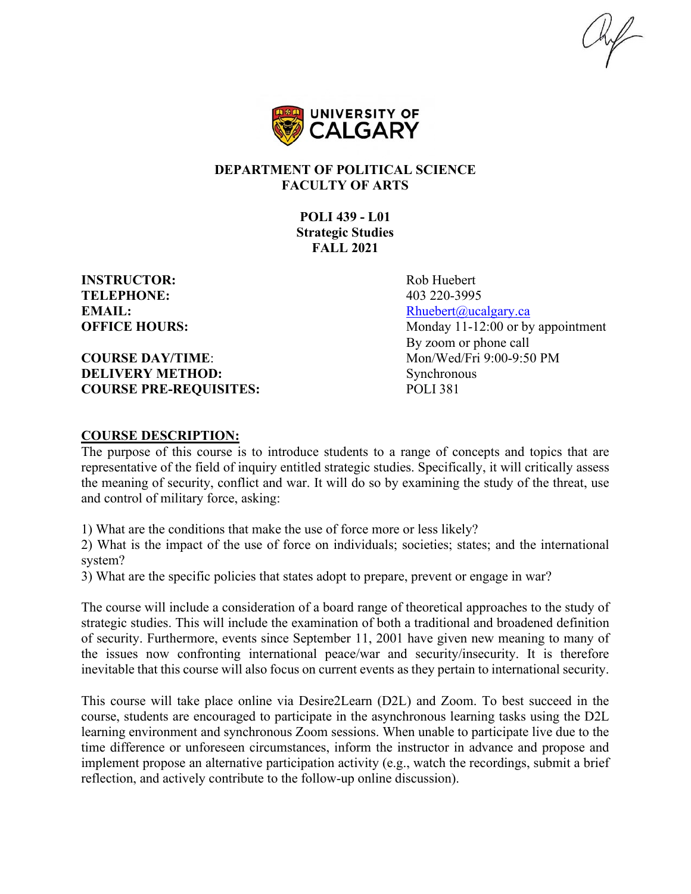**DEPARTMENT OF POLITICAL SCIENCE**
**FACULTY OF ARTS**

**POLI 439 - L01**
**Strategic Studies**
**FALL 2021**

| | |
|---|---|
| **INSTRUCTOR:** | Rob Huebert |
| **TELEPHONE:** | 403 220-3995 |
| **EMAIL:** | Rhuebert@ucalgary.ca |
| **OFFICE HOURS:** | Monday 11-12:00 or by appointment By zoom or phone call |
| **COURSE DAY/TIME:** | Mon/Wed/Fri 9:00-9:50 PM |
| **DELIVERY METHOD:** | Synchronous |
| **COURSE PRE-REQUISITES:** | POLI 381 |

## COURSE DESCRIPTION:

The purpose of this course is to introduce students to a range of concepts and topics that are representative of the field of inquiry entitled strategic studies. Specifically, it will critically assess the meaning of security, conflict and war. It will do so by examining the study of the threat, use and control of military force, asking:

1) What are the conditions that make the use of force more or less likely?
2) What is the impact of the use of force on individuals; societies; states; and the international system?
3) What are the specific policies that states adopt to prepare, prevent or engage in war?

The course will include a consideration of a board range of theoretical approaches to the study of strategic studies. This will include the examination of both a traditional and broadened definition of security. Furthermore, events since September 11, 2001 have given new meaning to many of the issues now confronting international peace/war and security/insecurity. It is therefore inevitable that this course will also focus on current events as they pertain to international security.

This course will take place online via Desire2Learn (D2L) and Zoom. To best succeed in the course, students are encouraged to participate in the asynchronous learning tasks using the D2L learning environment and synchronous Zoom sessions. When unable to participate live due to the time difference or unforeseen circumstances, inform the instructor in advance and propose and implement propose an alternative participation activity (e.g., watch the recordings, submit a brief reflection, and actively contribute to the follow-up online discussion).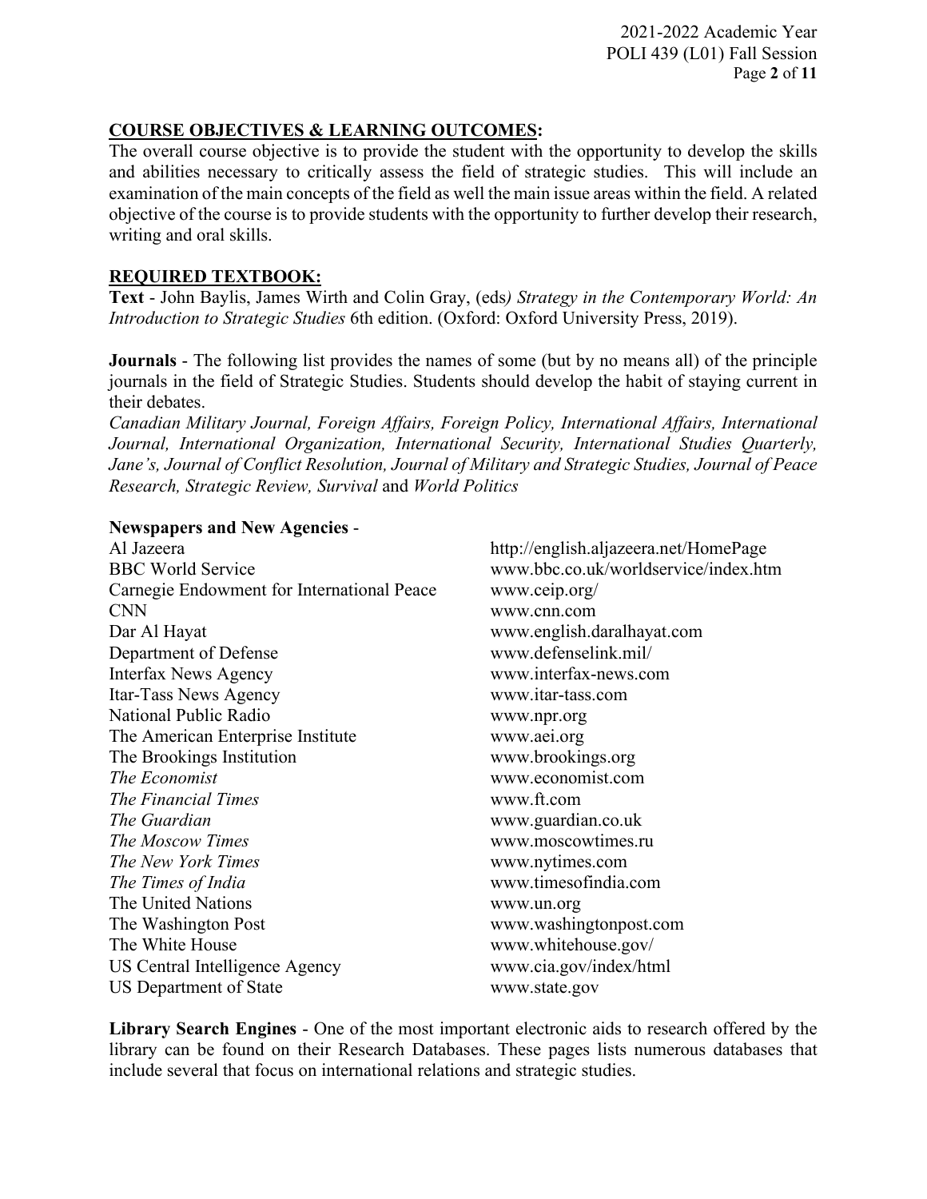## COURSE OBJECTIVES & LEARNING OUTCOMES:

The overall course objective is to provide the student with the opportunity to develop the skills and abilities necessary to critically assess the field of strategic studies. This will include an examination of the main concepts of the field as well the main issue areas within the field. A related objective of the course is to provide students with the opportunity to further develop their research, writing and oral skills.

## REQUIRED TEXTBOOK:

**Text** - John Baylis, James Wirth and Colin Gray, (eds*) Strategy in the Contemporary World: An Introduction to Strategic Studies* 6th edition. (Oxford: Oxford University Press, 2019).

**Journals** - The following list provides the names of some (but by no means all) of the principle journals in the field of Strategic Studies. Students should develop the habit of staying current in their debates.

*Canadian Military Journal, Foreign Affairs, Foreign Policy, International Affairs, International Journal, International Organization, International Security, International Studies Quarterly, Jane's, Journal of Conflict Resolution, Journal of Military and Strategic Studies, Journal of Peace Research, Strategic Review, Survival* and *World Politics*

**Newspapers and New Agencies** -

| | |
|---|---|
| Al Jazeera | http://english.aljazeera.net/HomePage |
| BBC World Service | www.bbc.co.uk/worldservice/index.htm |
| Carnegie Endowment for International Peace | www.ceip.org/ |
| CNN | www.cnn.com |
| Dar Al Hayat | www.english.daralhayat.com |
| Department of Defense | www.defenselink.mil/ |
| Interfax News Agency | www.interfax-news.com |
| Itar-Tass News Agency | www.itar-tass.com |
| National Public Radio | www.npr.org |
| The American Enterprise Institute | www.aei.org |
| The Brookings Institution | www.brookings.org |
| *The Economist* | www.economist.com |
| *The Financial Times* | www.ft.com |
| *The Guardian* | www.guardian.co.uk |
| *The Moscow Times* | www.moscowtimes.ru |
| *The New York Times* | www.nytimes.com |
| *The Times of India* | www.timesofindia.com |
| The United Nations | www.un.org |
| The Washington Post | www.washingtonpost.com |
| The White House | www.whitehouse.gov/ |
| US Central Intelligence Agency | www.cia.gov/index/html |
| US Department of State | www.state.gov |

**Library Search Engines** - One of the most important electronic aids to research offered by the library can be found on their Research Databases. These pages lists numerous databases that include several that focus on international relations and strategic studies.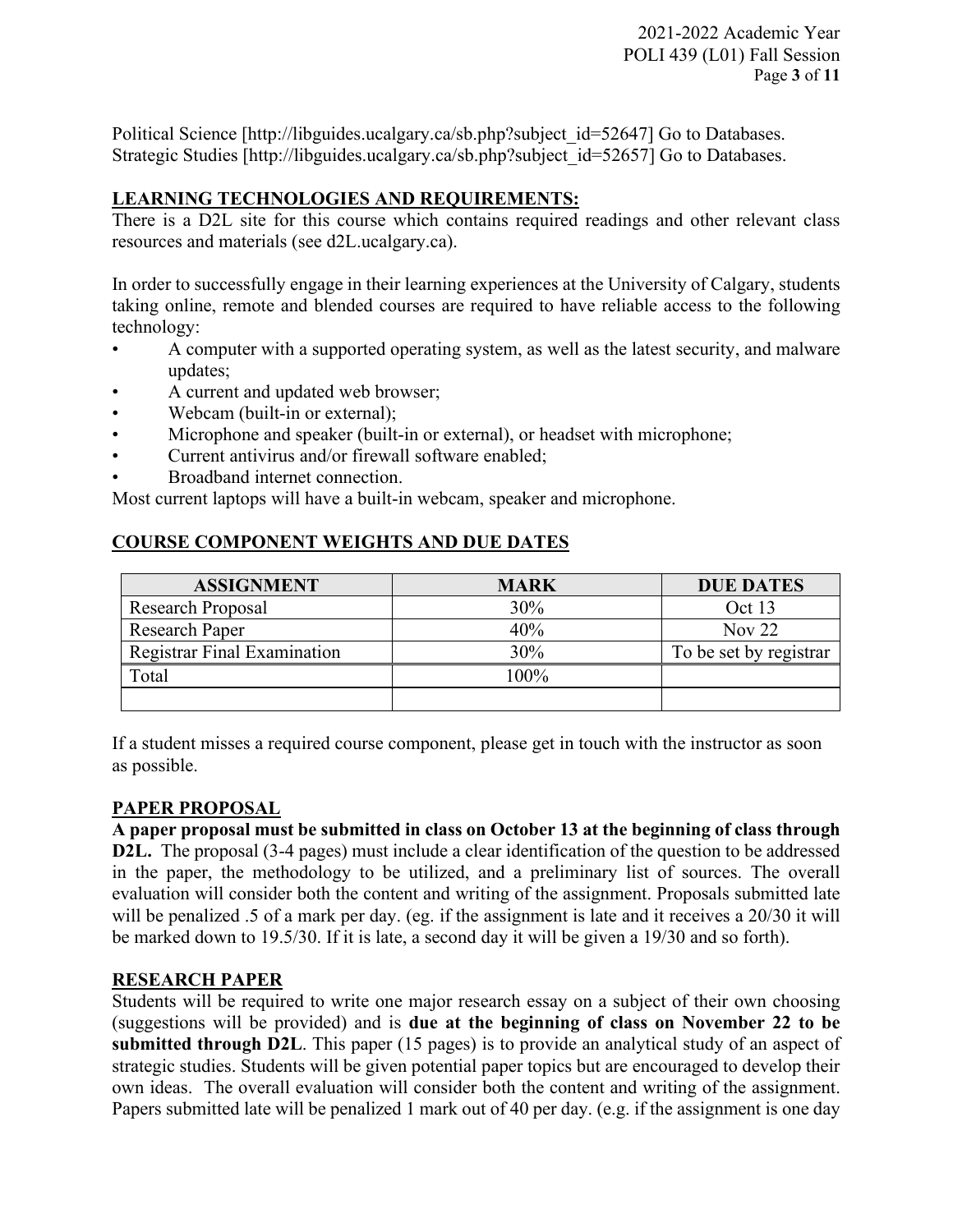Political Science [http://libguides.ucalgary.ca/sb.php?subject_id=52647] Go to Databases.
Strategic Studies [http://libguides.ucalgary.ca/sb.php?subject_id=52657] Go to Databases.

## LEARNING TECHNOLOGIES AND REQUIREMENTS:

There is a D2L site for this course which contains required readings and other relevant class resources and materials (see d2L.ucalgary.ca).

In order to successfully engage in their learning experiences at the University of Calgary, students taking online, remote and blended courses are required to have reliable access to the following technology:

- A computer with a supported operating system, as well as the latest security, and malware updates;
- A current and updated web browser;
- Webcam (built-in or external);
- Microphone and speaker (built-in or external), or headset with microphone;
- Current antivirus and/or firewall software enabled;
- Broadband internet connection.

Most current laptops will have a built-in webcam, speaker and microphone.

## COURSE COMPONENT WEIGHTS AND DUE DATES

| ASSIGNMENT | MARK | DUE DATES |
|---|---|---|
| Research Proposal | 30% | Oct 13 |
| Research Paper | 40% | Nov 22 |
| Registrar Final Examination | 30% | To be set by registrar |
| Total | 100% | |
| | | |

If a student misses a required course component, please get in touch with the instructor as soon as possible.

## PAPER PROPOSAL

**A paper proposal must be submitted in class on October 13 at the beginning of class through D2L.** The proposal (3-4 pages) must include a clear identification of the question to be addressed in the paper, the methodology to be utilized, and a preliminary list of sources. The overall evaluation will consider both the content and writing of the assignment. Proposals submitted late will be penalized .5 of a mark per day. (eg. if the assignment is late and it receives a 20/30 it will be marked down to 19.5/30. If it is late, a second day it will be given a 19/30 and so forth).

## RESEARCH PAPER

Students will be required to write one major research essay on a subject of their own choosing (suggestions will be provided) and is **due at the beginning of class on November 22 to be submitted through D2L**. This paper (15 pages) is to provide an analytical study of an aspect of strategic studies. Students will be given potential paper topics but are encouraged to develop their own ideas. The overall evaluation will consider both the content and writing of the assignment. Papers submitted late will be penalized 1 mark out of 40 per day. (e.g. if the assignment is one day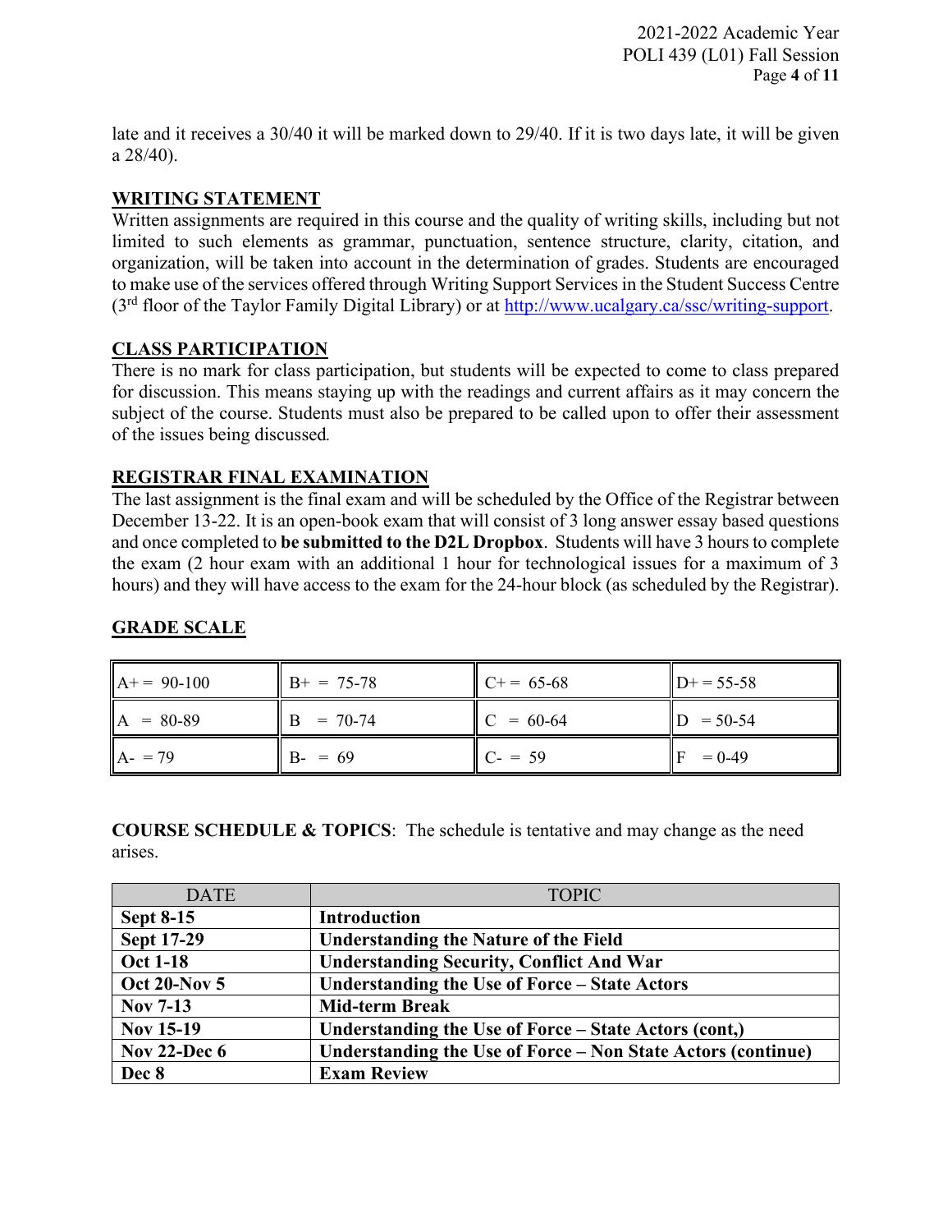late and it receives a 30/40 it will be marked down to 29/40. If it is two days late, it will be given a 28/40).

## WRITING STATEMENT

Written assignments are required in this course and the quality of writing skills, including but not limited to such elements as grammar, punctuation, sentence structure, clarity, citation, and organization, will be taken into account in the determination of grades. Students are encouraged to make use of the services offered through Writing Support Services in the Student Success Centre (3rd floor of the Taylor Family Digital Library) or at http://www.ucalgary.ca/ssc/writing-support.

## CLASS PARTICIPATION

There is no mark for class participation, but students will be expected to come to class prepared for discussion. This means staying up with the readings and current affairs as it may concern the subject of the course. Students must also be prepared to be called upon to offer their assessment of the issues being discussed.

## REGISTRAR FINAL EXAMINATION

The last assignment is the final exam and will be scheduled by the Office of the Registrar between December 13-22. It is an open-book exam that will consist of 3 long answer essay based questions and once completed to **be submitted to the D2L Dropbox**. Students will have 3 hours to complete the exam (2 hour exam with an additional 1 hour for technological issues for a maximum of 3 hours) and they will have access to the exam for the 24-hour block (as scheduled by the Registrar).

## GRADE SCALE

| | | | |
|---|---|---|---|
| A+ = 90-100 | B+ = 75-78 | C+ = 65-68 | D+ = 55-58 |
| A = 80-89 | B = 70-74 | C = 60-64 | D = 50-54 |
| A- = 79 | B- = 69 | C- = 59 | F = 0-49 |

**COURSE SCHEDULE & TOPICS**: The schedule is tentative and may change as the need arises.

| DATE | TOPIC |
|---|---|
| **Sept 8-15** | **Introduction** |
| **Sept 17-29** | **Understanding the Nature of the Field** |
| **Oct 1-18** | **Understanding Security, Conflict And War** |
| **Oct 20-Nov 5** | **Understanding the Use of Force – State Actors** |
| **Nov 7-13** | **Mid-term Break** |
| **Nov 15-19** | **Understanding the Use of Force – State Actors (cont,)** |
| **Nov 22-Dec 6** | **Understanding the Use of Force – Non State Actors (continue)** |
| **Dec 8** | **Exam Review** |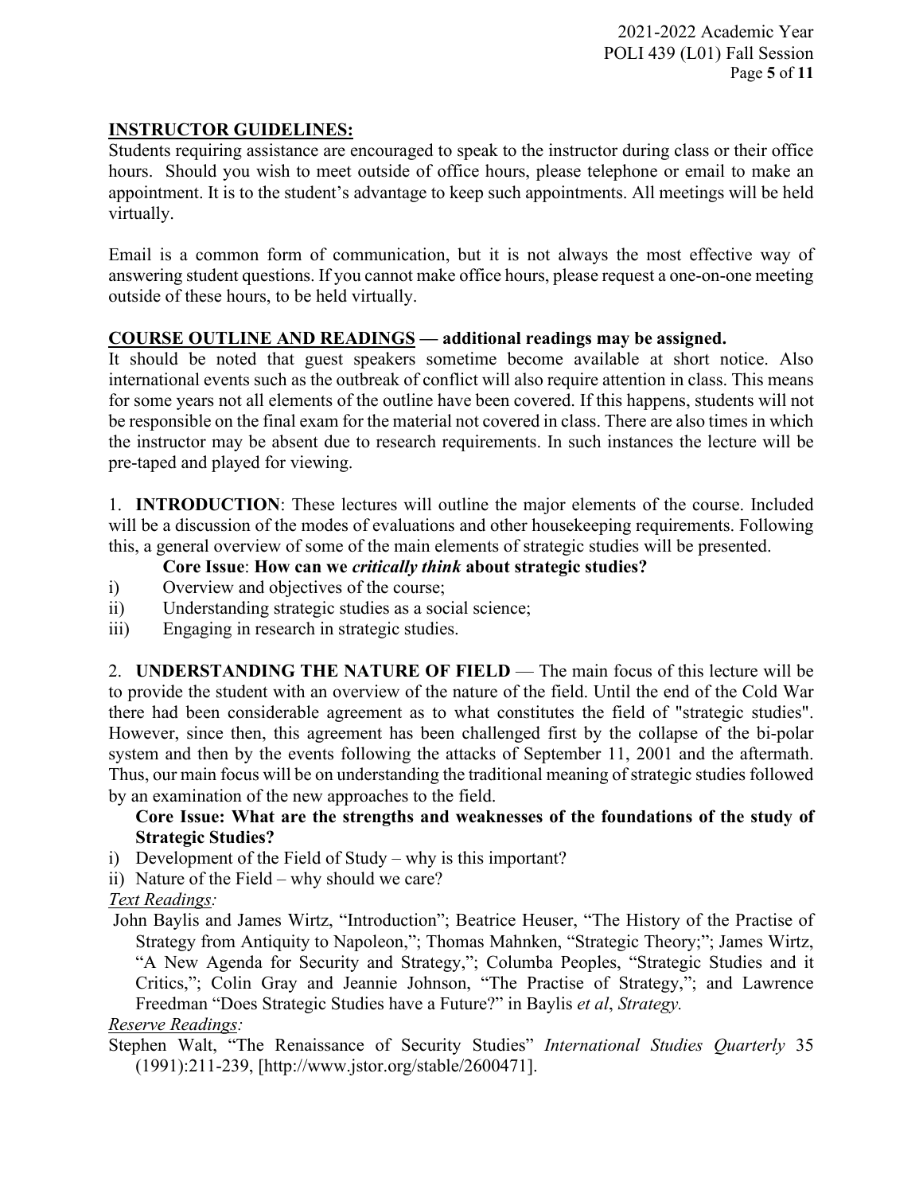## INSTRUCTOR GUIDELINES:

Students requiring assistance are encouraged to speak to the instructor during class or their office hours. Should you wish to meet outside of office hours, please telephone or email to make an appointment. It is to the student's advantage to keep such appointments. All meetings will be held virtually.

Email is a common form of communication, but it is not always the most effective way of answering student questions. If you cannot make office hours, please request a one-on-one meeting outside of these hours, to be held virtually.

## COURSE OUTLINE AND READINGS — additional readings may be assigned.

It should be noted that guest speakers sometime become available at short notice. Also international events such as the outbreak of conflict will also require attention in class. This means for some years not all elements of the outline have been covered. If this happens, students will not be responsible on the final exam for the material not covered in class. There are also times in which the instructor may be absent due to research requirements. In such instances the lecture will be pre-taped and played for viewing.

1. **INTRODUCTION**: These lectures will outline the major elements of the course. Included will be a discussion of the modes of evaluations and other housekeeping requirements. Following this, a general overview of some of the main elements of strategic studies will be presented.

**Core Issue**: **How can we *critically think* about strategic studies?**

i) Overview and objectives of the course;
ii) Understanding strategic studies as a social science;
iii) Engaging in research in strategic studies.

2. **UNDERSTANDING THE NATURE OF FIELD** — The main focus of this lecture will be to provide the student with an overview of the nature of the field. Until the end of the Cold War there had been considerable agreement as to what constitutes the field of "strategic studies". However, since then, this agreement has been challenged first by the collapse of the bi-polar system and then by the events following the attacks of September 11, 2001 and the aftermath. Thus, our main focus will be on understanding the traditional meaning of strategic studies followed by an examination of the new approaches to the field.

**Core Issue: What are the strengths and weaknesses of the foundations of the study of Strategic Studies?**

i) Development of the Field of Study – why is this important?
ii) Nature of the Field – why should we care?

*Text Readings:*

John Baylis and James Wirtz, "Introduction"; Beatrice Heuser, "The History of the Practise of Strategy from Antiquity to Napoleon,"; Thomas Mahnken, "Strategic Theory;"; James Wirtz, "A New Agenda for Security and Strategy,"; Columba Peoples, "Strategic Studies and it Critics,"; Colin Gray and Jeannie Johnson, "The Practise of Strategy,"; and Lawrence Freedman "Does Strategic Studies have a Future?" in Baylis *et al*, *Strategy.*

*Reserve Readings:*

Stephen Walt, "The Renaissance of Security Studies" *International Studies Quarterly* 35 (1991):211-239, [http://www.jstor.org/stable/2600471].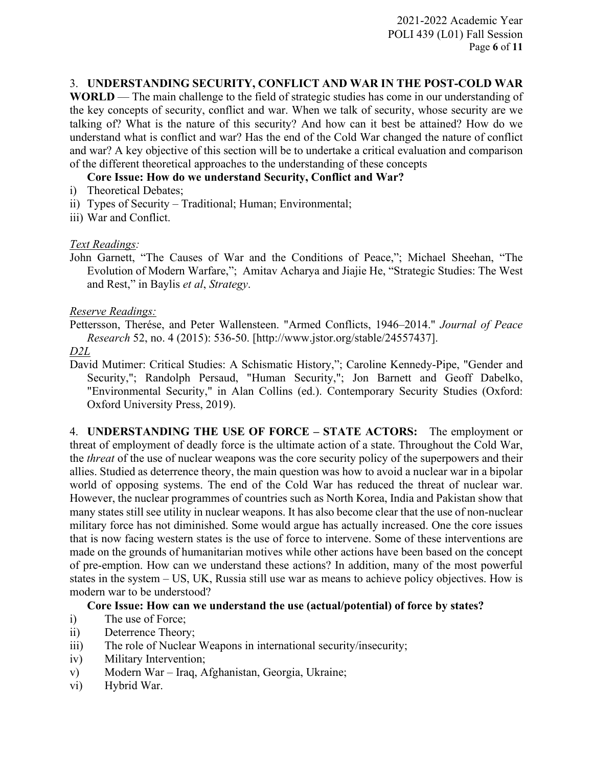3. **UNDERSTANDING SECURITY, CONFLICT AND WAR IN THE POST-COLD WAR WORLD** — The main challenge to the field of strategic studies has come in our understanding of the key concepts of security, conflict and war. When we talk of security, whose security are we talking of? What is the nature of this security? And how can it best be attained? How do we understand what is conflict and war? Has the end of the Cold War changed the nature of conflict and war? A key objective of this section will be to undertake a critical evaluation and comparison of the different theoretical approaches to the understanding of these concepts

**Core Issue: How do we understand Security, Conflict and War?**

i) Theoretical Debates;
ii) Types of Security – Traditional; Human; Environmental;
iii) War and Conflict.

*Text Readings:*

John Garnett, "The Causes of War and the Conditions of Peace,"; Michael Sheehan, "The Evolution of Modern Warfare,"; Amitav Acharya and Jiajie He, "Strategic Studies: The West and Rest," in Baylis *et al*, *Strategy*.

*Reserve Readings:*

Pettersson, Therése, and Peter Wallensteen. "Armed Conflicts, 1946–2014." *Journal of Peace Research* 52, no. 4 (2015): 536-50. [http://www.jstor.org/stable/24557437].

*D2L*

David Mutimer: Critical Studies: A Schismatic History,"; Caroline Kennedy-Pipe, "Gender and Security,"; Randolph Persaud, "Human Security,"; Jon Barnett and Geoff Dabelko, "Environmental Security," in Alan Collins (ed.). Contemporary Security Studies (Oxford: Oxford University Press, 2019).

4. **UNDERSTANDING THE USE OF FORCE – STATE ACTORS:** The employment or threat of employment of deadly force is the ultimate action of a state. Throughout the Cold War, the *threat* of the use of nuclear weapons was the core security policy of the superpowers and their allies. Studied as deterrence theory, the main question was how to avoid a nuclear war in a bipolar world of opposing systems. The end of the Cold War has reduced the threat of nuclear war. However, the nuclear programmes of countries such as North Korea, India and Pakistan show that many states still see utility in nuclear weapons. It has also become clear that the use of non-nuclear military force has not diminished. Some would argue has actually increased. One the core issues that is now facing western states is the use of force to intervene. Some of these interventions are made on the grounds of humanitarian motives while other actions have been based on the concept of pre-emption. How can we understand these actions? In addition, many of the most powerful states in the system – US, UK, Russia still use war as means to achieve policy objectives. How is modern war to be understood?

**Core Issue: How can we understand the use (actual/potential) of force by states?**

i) The use of Force;
ii) Deterrence Theory;
iii) The role of Nuclear Weapons in international security/insecurity;
iv) Military Intervention;
v) Modern War – Iraq, Afghanistan, Georgia, Ukraine;
vi) Hybrid War.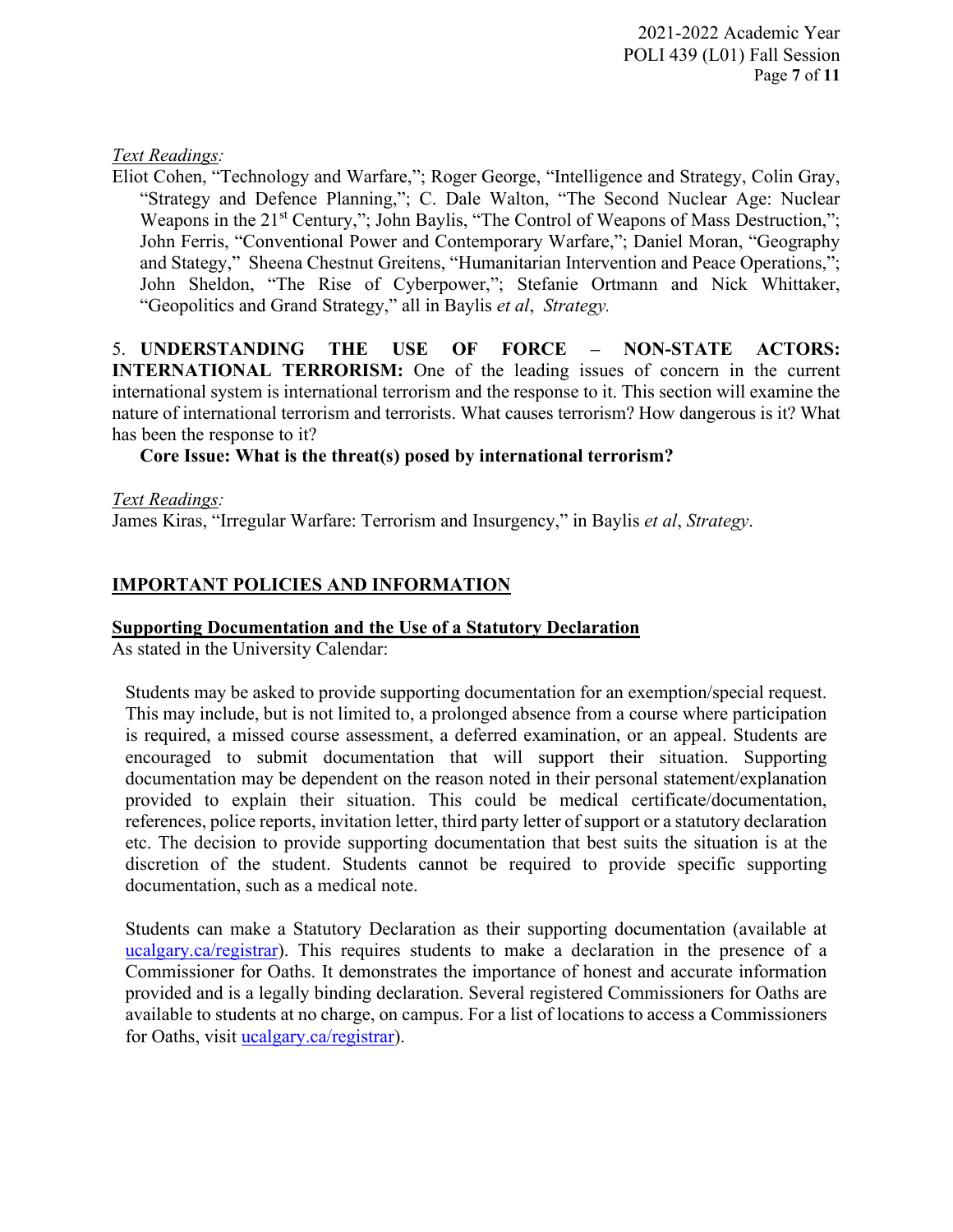*Text Readings:*

Eliot Cohen, "Technology and Warfare,"; Roger George, "Intelligence and Strategy, Colin Gray, "Strategy and Defence Planning,"; C. Dale Walton, "The Second Nuclear Age: Nuclear Weapons in the 21st Century,"; John Baylis, "The Control of Weapons of Mass Destruction,"; John Ferris, "Conventional Power and Contemporary Warfare,"; Daniel Moran, "Geography and Stategy," Sheena Chestnut Greitens, "Humanitarian Intervention and Peace Operations,"; John Sheldon, "The Rise of Cyberpower,"; Stefanie Ortmann and Nick Whittaker, "Geopolitics and Grand Strategy," all in Baylis *et al*, *Strategy.*

5. **UNDERSTANDING THE USE OF FORCE – NON-STATE ACTORS: INTERNATIONAL TERRORISM:** One of the leading issues of concern in the current international system is international terrorism and the response to it. This section will examine the nature of international terrorism and terrorists. What causes terrorism? How dangerous is it? What has been the response to it?

**Core Issue: What is the threat(s) posed by international terrorism?**

*Text Readings:*

James Kiras, "Irregular Warfare: Terrorism and Insurgency," in Baylis *et al*, *Strategy*.

## IMPORTANT POLICIES AND INFORMATION

### Supporting Documentation and the Use of a Statutory Declaration

As stated in the University Calendar:

> Students may be asked to provide supporting documentation for an exemption/special request. This may include, but is not limited to, a prolonged absence from a course where participation is required, a missed course assessment, a deferred examination, or an appeal. Students are encouraged to submit documentation that will support their situation. Supporting documentation may be dependent on the reason noted in their personal statement/explanation provided to explain their situation. This could be medical certificate/documentation, references, police reports, invitation letter, third party letter of support or a statutory declaration etc. The decision to provide supporting documentation that best suits the situation is at the discretion of the student. Students cannot be required to provide specific supporting documentation, such as a medical note.
>
> Students can make a Statutory Declaration as their supporting documentation (available at ucalgary.ca/registrar). This requires students to make a declaration in the presence of a Commissioner for Oaths. It demonstrates the importance of honest and accurate information provided and is a legally binding declaration. Several registered Commissioners for Oaths are available to students at no charge, on campus. For a list of locations to access a Commissioners for Oaths, visit ucalgary.ca/registrar).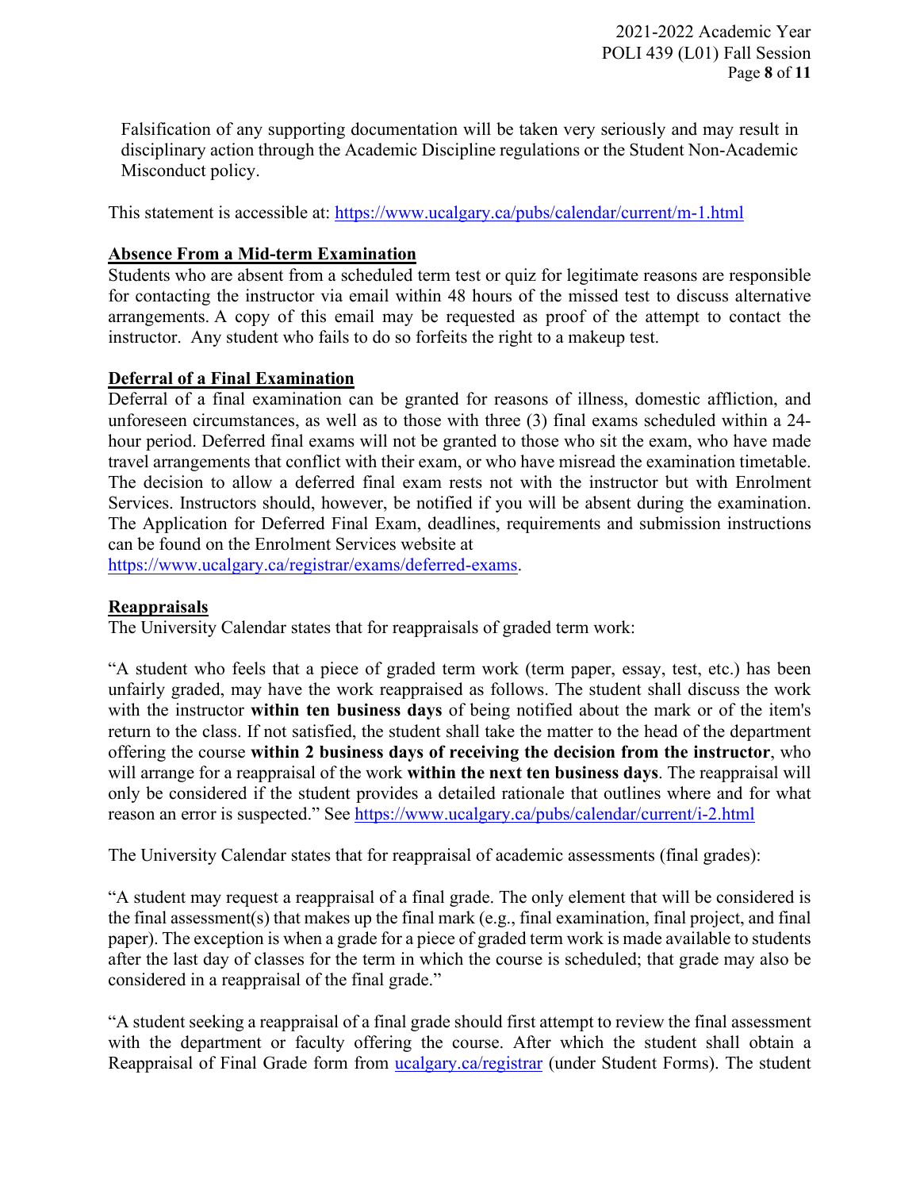Falsification of any supporting documentation will be taken very seriously and may result in disciplinary action through the Academic Discipline regulations or the Student Non-Academic Misconduct policy.

This statement is accessible at: https://www.ucalgary.ca/pubs/calendar/current/m-1.html

## Absence From a Mid-term Examination

Students who are absent from a scheduled term test or quiz for legitimate reasons are responsible for contacting the instructor via email within 48 hours of the missed test to discuss alternative arrangements. A copy of this email may be requested as proof of the attempt to contact the instructor. Any student who fails to do so forfeits the right to a makeup test.

## Deferral of a Final Examination

Deferral of a final examination can be granted for reasons of illness, domestic affliction, and unforeseen circumstances, as well as to those with three (3) final exams scheduled within a 24-hour period. Deferred final exams will not be granted to those who sit the exam, who have made travel arrangements that conflict with their exam, or who have misread the examination timetable. The decision to allow a deferred final exam rests not with the instructor but with Enrolment Services. Instructors should, however, be notified if you will be absent during the examination. The Application for Deferred Final Exam, deadlines, requirements and submission instructions can be found on the Enrolment Services website at https://www.ucalgary.ca/registrar/exams/deferred-exams.

## Reappraisals

The University Calendar states that for reappraisals of graded term work:

"A student who feels that a piece of graded term work (term paper, essay, test, etc.) has been unfairly graded, may have the work reappraised as follows. The student shall discuss the work with the instructor **within ten business days** of being notified about the mark or of the item's return to the class. If not satisfied, the student shall take the matter to the head of the department offering the course **within 2 business days of receiving the decision from the instructor**, who will arrange for a reappraisal of the work **within the next ten business days**. The reappraisal will only be considered if the student provides a detailed rationale that outlines where and for what reason an error is suspected." See https://www.ucalgary.ca/pubs/calendar/current/i-2.html

The University Calendar states that for reappraisal of academic assessments (final grades):

"A student may request a reappraisal of a final grade. The only element that will be considered is the final assessment(s) that makes up the final mark (e.g., final examination, final project, and final paper). The exception is when a grade for a piece of graded term work is made available to students after the last day of classes for the term in which the course is scheduled; that grade may also be considered in a reappraisal of the final grade."

"A student seeking a reappraisal of a final grade should first attempt to review the final assessment with the department or faculty offering the course. After which the student shall obtain a Reappraisal of Final Grade form from ucalgary.ca/registrar (under Student Forms). The student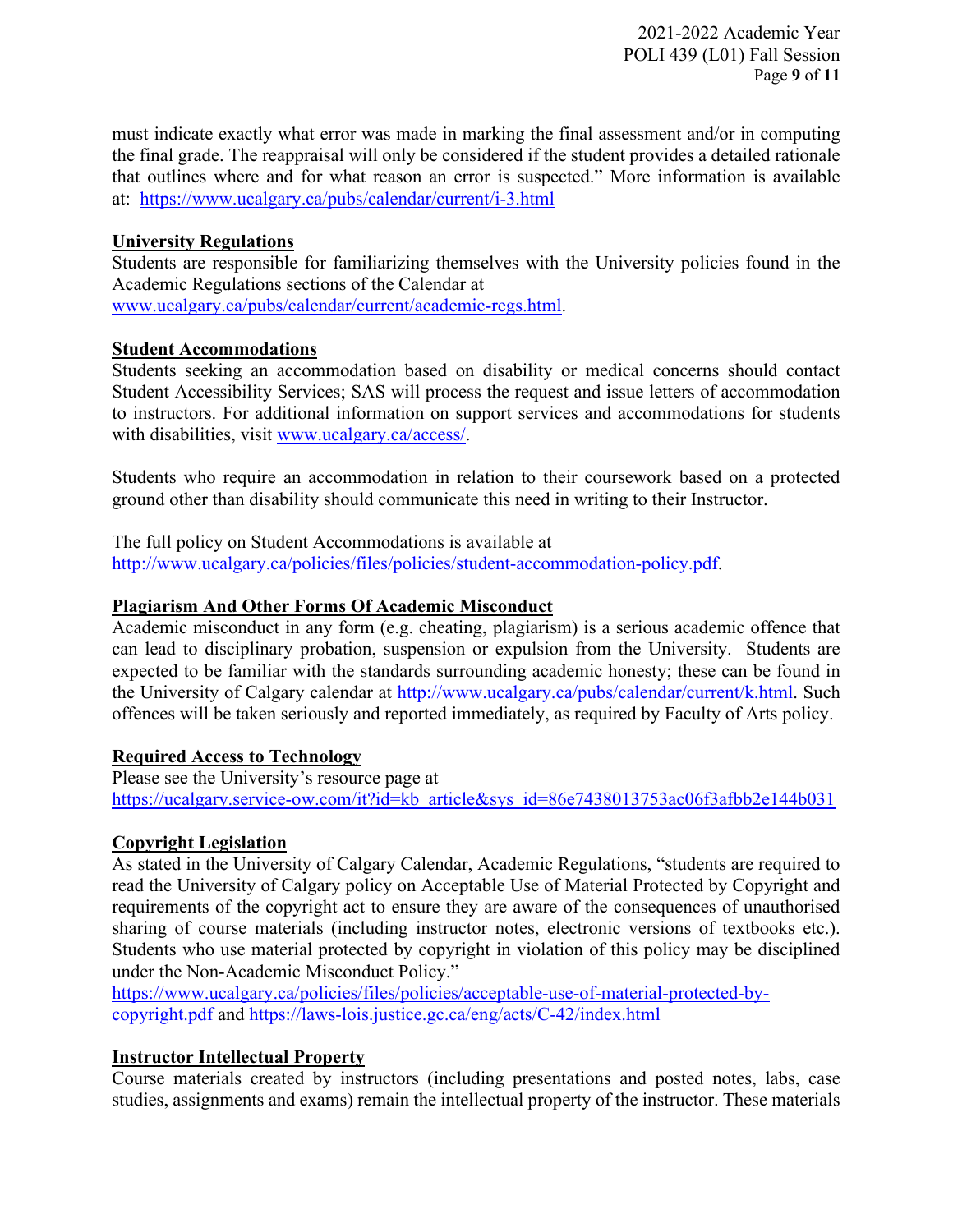must indicate exactly what error was made in marking the final assessment and/or in computing the final grade. The reappraisal will only be considered if the student provides a detailed rationale that outlines where and for what reason an error is suspected." More information is available at: https://www.ucalgary.ca/pubs/calendar/current/i-3.html

**University Regulations**

Students are responsible for familiarizing themselves with the University policies found in the Academic Regulations sections of the Calendar at www.ucalgary.ca/pubs/calendar/current/academic-regs.html.

**Student Accommodations**

Students seeking an accommodation based on disability or medical concerns should contact Student Accessibility Services; SAS will process the request and issue letters of accommodation to instructors. For additional information on support services and accommodations for students with disabilities, visit www.ucalgary.ca/access/.

Students who require an accommodation in relation to their coursework based on a protected ground other than disability should communicate this need in writing to their Instructor.

The full policy on Student Accommodations is available at http://www.ucalgary.ca/policies/files/policies/student-accommodation-policy.pdf.

**Plagiarism And Other Forms Of Academic Misconduct**

Academic misconduct in any form (e.g. cheating, plagiarism) is a serious academic offence that can lead to disciplinary probation, suspension or expulsion from the University. Students are expected to be familiar with the standards surrounding academic honesty; these can be found in the University of Calgary calendar at http://www.ucalgary.ca/pubs/calendar/current/k.html. Such offences will be taken seriously and reported immediately, as required by Faculty of Arts policy.

**Required Access to Technology**

Please see the University's resource page at https://ucalgary.service-ow.com/it?id=kb_article&sys_id=86e7438013753ac06f3afbb2e144b031

**Copyright Legislation**

As stated in the University of Calgary Calendar, Academic Regulations, "students are required to read the University of Calgary policy on Acceptable Use of Material Protected by Copyright and requirements of the copyright act to ensure they are aware of the consequences of unauthorised sharing of course materials (including instructor notes, electronic versions of textbooks etc.). Students who use material protected by copyright in violation of this policy may be disciplined under the Non-Academic Misconduct Policy."
https://www.ucalgary.ca/policies/files/policies/acceptable-use-of-material-protected-by-copyright.pdf and https://laws-lois.justice.gc.ca/eng/acts/C-42/index.html

**Instructor Intellectual Property**

Course materials created by instructors (including presentations and posted notes, labs, case studies, assignments and exams) remain the intellectual property of the instructor. These materials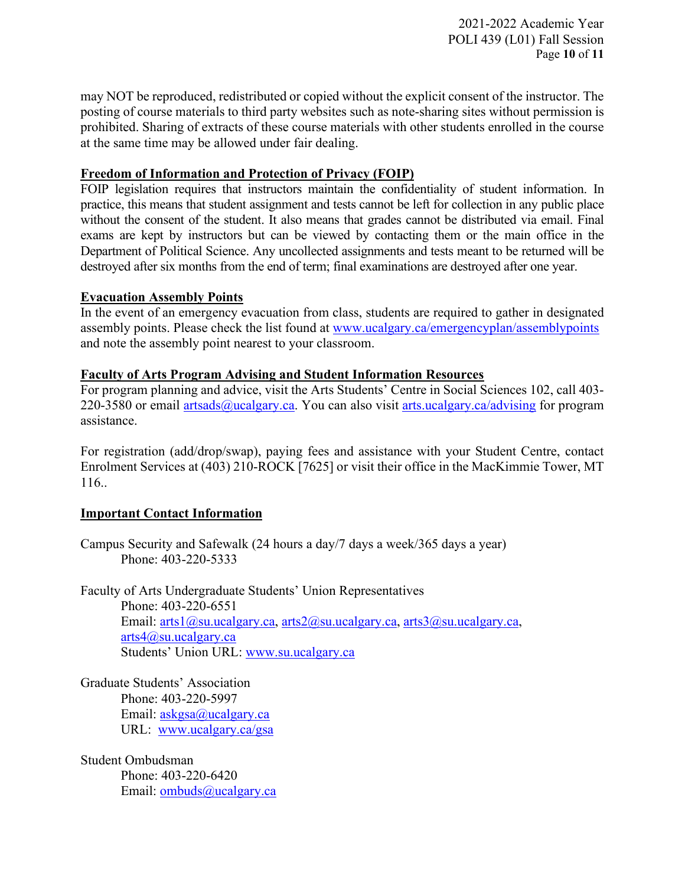may NOT be reproduced, redistributed or copied without the explicit consent of the instructor. The posting of course materials to third party websites such as note-sharing sites without permission is prohibited. Sharing of extracts of these course materials with other students enrolled in the course at the same time may be allowed under fair dealing.

## Freedom of Information and Protection of Privacy (FOIP)

FOIP legislation requires that instructors maintain the confidentiality of student information. In practice, this means that student assignment and tests cannot be left for collection in any public place without the consent of the student. It also means that grades cannot be distributed via email. Final exams are kept by instructors but can be viewed by contacting them or the main office in the Department of Political Science. Any uncollected assignments and tests meant to be returned will be destroyed after six months from the end of term; final examinations are destroyed after one year.

## Evacuation Assembly Points

In the event of an emergency evacuation from class, students are required to gather in designated assembly points. Please check the list found at www.ucalgary.ca/emergencyplan/assemblypoints and note the assembly point nearest to your classroom.

## Faculty of Arts Program Advising and Student Information Resources

For program planning and advice, visit the Arts Students' Centre in Social Sciences 102, call 403-220-3580 or email artsads@ucalgary.ca. You can also visit arts.ucalgary.ca/advising for program assistance.

For registration (add/drop/swap), paying fees and assistance with your Student Centre, contact Enrolment Services at (403) 210-ROCK [7625] or visit their office in the MacKimmie Tower, MT 116..

## Important Contact Information

Campus Security and Safewalk (24 hours a day/7 days a week/365 days a year)
Phone: 403-220-5333

Faculty of Arts Undergraduate Students' Union Representatives
Phone: 403-220-6551
Email: arts1@su.ucalgary.ca, arts2@su.ucalgary.ca, arts3@su.ucalgary.ca, arts4@su.ucalgary.ca
Students' Union URL: www.su.ucalgary.ca

Graduate Students' Association
Phone: 403-220-5997
Email: askgsa@ucalgary.ca
URL: www.ucalgary.ca/gsa

Student Ombudsman
Phone: 403-220-6420
Email: ombuds@ucalgary.ca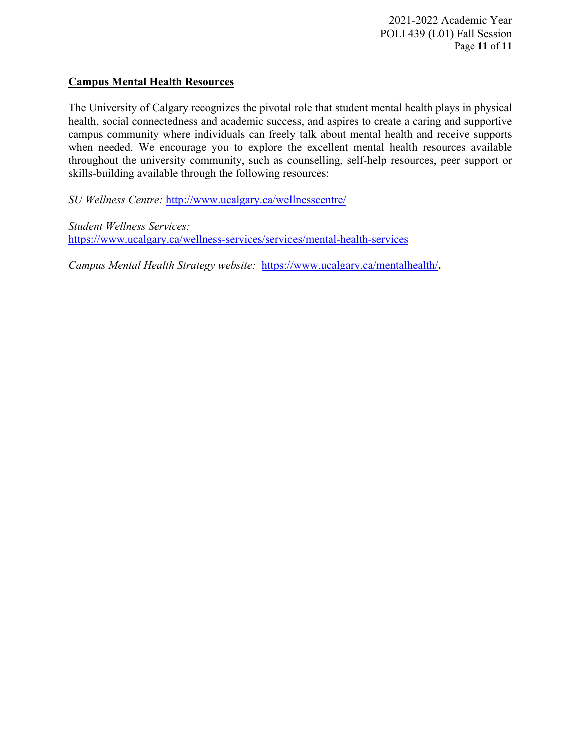## Campus Mental Health Resources

The University of Calgary recognizes the pivotal role that student mental health plays in physical health, social connectedness and academic success, and aspires to create a caring and supportive campus community where individuals can freely talk about mental health and receive supports when needed. We encourage you to explore the excellent mental health resources available throughout the university community, such as counselling, self-help resources, peer support or skills-building available through the following resources:

*SU Wellness Centre:* http://www.ucalgary.ca/wellnesscentre/

*Student Wellness Services:*
https://www.ucalgary.ca/wellness-services/services/mental-health-services

*Campus Mental Health Strategy website:* https://www.ucalgary.ca/mentalhealth/.